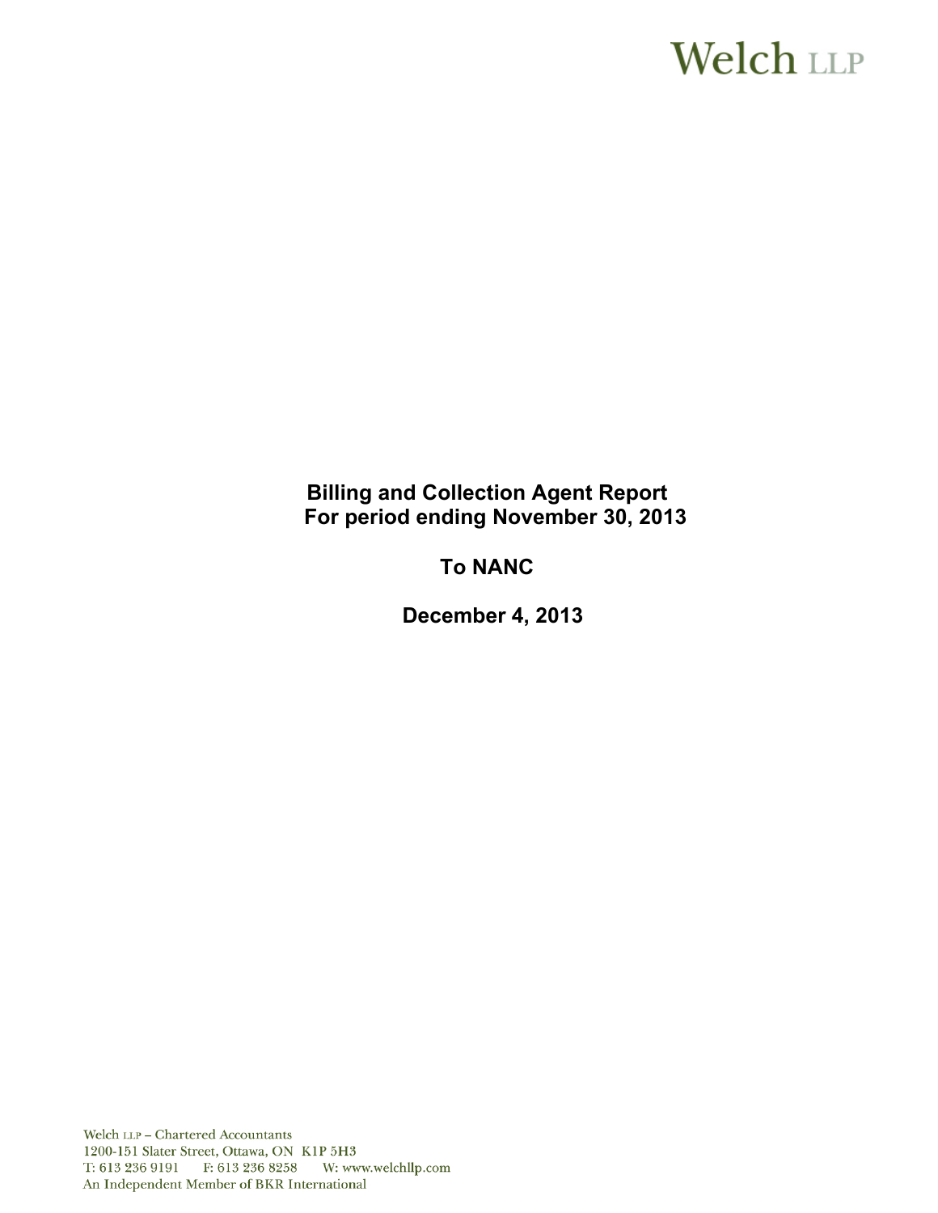Welch LLP

**Billing and Collection Agent Report**
**For period ending November 30, 2013**

**To NANC**

**December 4, 2013**

Welch LLP – Chartered Accountants
1200-151 Slater Street, Ottawa, ON K1P 5H3
T: 613 236 9191 F: 613 236 8258 W: www.welchllp.com
An Independent Member of BKR International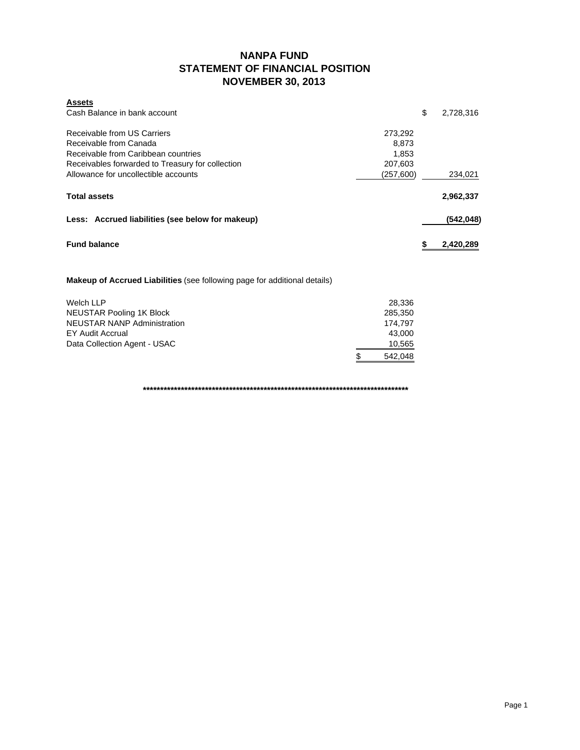# NANPA FUND
## STATEMENT OF FINANCIAL POSITION
## NOVEMBER 30, 2013

| | | |
|---|---|---|
| **Assets** | | |
| Cash Balance in bank account | | $ 2,728,316 |
| | | |
| Receivable from US Carriers | 273,292 | |
| Receivable from Canada | 8,873 | |
| Receivable from Caribbean countries | 1,853 | |
| Receivables forwarded to Treasury for collection | 207,603 | |
| Allowance for uncollectible accounts | (257,600) | 234,021 |
| | | |
| **Total assets** | | **2,962,337** |
| | | |
| **Less: Accrued liabilities (see below for makeup)** | | **(542,048)** |
| | | |
| **Fund balance** | | **$ 2,420,289** |

**Makeup of Accrued Liabilities** (see following page for additional details)

| | |
|---|---|
| Welch LLP | 28,336 |
| NEUSTAR Pooling 1K Block | 285,350 |
| NEUSTAR NANP Administration | 174,797 |
| EY Audit Accrual | 43,000 |
| Data Collection Agent - USAC | 10,565 |
| | $ 542,048 |

********************************************************************************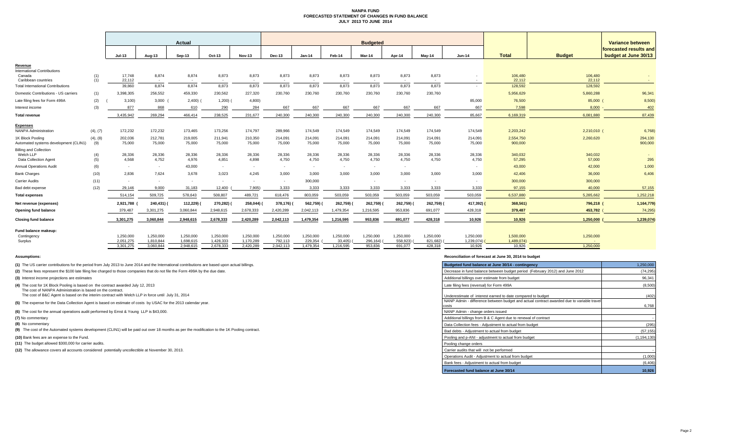# NANPA FUND
## FORECASTED STATEMENT OF CHANGES IN FUND BALANCE
### JULY 2013 TO JUNE 2014

| | | Actual | | | | | Budgeted | | | | | | | | | Variance between forecasted results and budget at June 30/13 |
|---|---|---|---|---|---|---|---|---|---|---|---|---|---|---|---|---|
| | | Jul-13 | Aug-13 | Sep-13 | Oct-13 | Nov-13 | Dec-13 | Jan-14 | Feb-14 | Mar-14 | Apr-14 | May-14 | Jun-14 | Total | Budget | |
| **Revenue** | | | | | | | | | | | | | | | | |
| International Contributions | | | | | | | | | | | | | | | | |
| Canada | (1) | 17,748 | 8,874 | 8,874 | 8,873 | 8,873 | 8,873 | 8,873 | 8,873 | 8,873 | 8,873 | 8,873 | - | 106,480 | 106,480 | - |
| Caribbean countries | (1) | 22,112 | - | - | - | - | - | - | - | - | - | - | - | 22,112 | 22,112 | - |
| Total International Contributions | | 39,860 | 8,874 | 8,874 | 8,873 | 8,873 | 8,873 | 8,873 | 8,873 | 8,873 | 8,873 | 8,873 | - | 128,592 | 128,592 | - |
| Domestic Contributions - US carriers | (1) | 3,398,305 | 256,552 | 459,330 | 230,562 | 227,320 | 230,760 | 230,760 | 230,760 | 230,760 | 230,760 | 230,760 | | 5,956,629 | 5,860,288 | 96,341 |
| Late filing fees for Form 499A | (2) | (3,100) | 3,000 | (2,400) | (1,200) | (4,800) | | | | | | | 85,000 | 76,500 | 85,000 | (8,500) |
| Interest income | (3) | 877 | 868 | 610 | 290 | 284 | 667 | 667 | 667 | 667 | 667 | 667 | 667 | 7,598 | 8,000 | - 402 |
| **Total revenue** | | 3,435,942 | 269,294 | 466,414 | 238,525 | 231,677 | 240,300 | 240,300 | 240,300 | 240,300 | 240,300 | 240,300 | 85,667 | 6,169,319 | 6,081,880 | 87,439 |
| **Expenses** | | | | | | | | | | | | | | | | |
| NANPA Administration | (4), (7) | 172,232 | 172,232 | 173,465 | 173,256 | 174,797 | 289,966 | 174,549 | 174,549 | 174,549 | 174,549 | 174,549 | 174,549 | 2,203,242 | 2,210,010 | (6,768) |
| 1K Block Pooling | (4), (8) | 202,036 | 212,781 | 219,005 | 211,941 | 210,350 | 214,091 | 214,091 | 214,091 | 214,091 | 214,091 | 214,091 | 214,091 | 2,554,750 | 2,260,620 | 294,130 |
| Automated systems development (CLIN1) | (9) | 75,000 | 75,000 | 75,000 | 75,000 | 75,000 | 75,000 | 75,000 | 75,000 | 75,000 | 75,000 | 75,000 | 75,000 | 900,000 | | 900,000 |
| Billing and Collection | | | | | | | | | | | | | | | | |
| Welch LLP | (4) | 28,336 | 28,336 | 28,336 | 28,336 | 28,336 | 28,336 | 28,336 | 28,336 | 28,336 | 28,336 | 28,336 | 28,336 | 340,032 | 340,032 | - |
| Data Collection Agent | (5) | 4,568 | 4,752 | 4,976 | 4,851 | 4,898 | 4,750 | 4,750 | 4,750 | 4,750 | 4,750 | 4,750 | 4,750 | 57,295 | 57,000 | 295 |
| Annual Operations Audit | (6) | - | - | 43,000 | - | - | - | - | - | - | - | | - | 43,000 | 42,000 | 1,000 |
| Bank Charges | (10) | 2,836 | 7,624 | 3,678 | 3,023 | 4,245 | 3,000 | 3,000 | 3,000 | 3,000 | 3,000 | 3,000 | 3,000 | 42,406 | 36,000 | 6,406 |
| Carrier Audits | (11) | - | - | - | - | - | - | 300,000 | | - | - | - | - | 300,000 | 300,000 | |
| Bad debt expense | (12) | 29,146 | 9,000 | 31,183 | 12,400 | (7,905) | 3,333 | 3,333 | 3,333 | 3,333 | 3,333 | 3,333 | 3,333 | 97,155 | 40,000 | 57,155 |
| **Total expenses** | | 514,154 | 509,725 | 578,643 | 508,807 | 489,721 | 618,476 | 803,059 | 503,059 | 503,059 | 503,059 | 503,059 | 503,059 | 6,537,880 | 5,285,662 | 1,252,218 |
| **Net revenue (expenses)** | | 2,921,788 | (240,431) | (112,229) | (270,282) | (258,044) | (378,176) | (562,759) | (262,759) | (262,759) | (262,759) | (262,759) | (417,392) | (368,561) | 796,218 | (1,164,779) |
| **Opening fund balance** | | 379,487 | 3,301,275 | 3,060,844 | 2,948,615 | 2,678,333 | 2,420,289 | 2,042,113 | 1,479,354 | 1,216,595 | 953,836 | 691,077 | 428,318 | 379,487 | 453,782 | (74,295) |
| **Closing fund balance** | | 3,301,275 | 3,060,844 | 2,948,615 | 2,678,333 | 2,420,289 | 2,042,113 | 1,479,354 | 1,216,595 | 953,836 | 691,077 | 428,318 | 10,926 | 10,926 | 1,250,000 | (1,239,074) |
| **Fund balance makeup:** | | | | | | | | | | | | | | | | |
| Contingency | | 1,250,000 | 1,250,000 | 1,250,000 | 1,250,000 | 1,250,000 | 1,250,000 | 1,250,000 | 1,250,000 | 1,250,000 | 1,250,000 | 1,250,000 | 1,250,000 | 1,500,000 | 1,250,000 | |
| Surplus | | 2,051,275 | 1,810,844 | 1,698,615 | 1,428,333 | 1,170,289 | 792,113 | 229,354 | (33,405) | (296,164) | (558,923) | (821,682) | (1,239,074) | (1,489,074) | - | |
| | | 3,301,275 | 3,060,844 | 2,948,615 | 2,678,333 | 2,420,289 | 2,042,113 | 1,479,354 | 1,216,595 | 953,836 | 691,077 | 428,318 | 10,926 | 10,926 | 1,250,000 | |

**Assumptions:**

**(1)** The US carrier contributions for the period from July 2013 to June 2014 and the International contributions are based upon actual billings.

**(2)** These fees represent the $100 late filing fee charged to those companies that do not file the Form 499A by the due date.

**(3)** Interest income projections are estimates

**(4)** The cost for 1K Block Pooling is based on the contract awarded July 12, 2013
The cost of NANPA Administration is based on the contract.
The cost of B&C Agent is based on the interim contract with Welch LLP in force until July 31, 2014

**(5)** The expense for the Data Collection Agent is based on estimate of costs by USAC for the 2013 calendar year.

**(6)** The cost for the annual operations audit performed by Ernst & Young LLP is $43,000.

**(7)** No commentary

**(8)** No commentary

**(9)** The cost of the Automated systems development (CLIN1) will be paid out over 18 months as per the modification to the 1K Pooling contract.

**(10)** Bank fees are an expense to the Fund.

**(11)** The budget allowed $300,000 for carrier audits.

**(12)** The allowance covers all accounts considered potentially uncollectible at November 30, 2013.

**Reconciliation of forecast at June 30, 2014 to budget**

| Item | Amount |
|---|---|
| **Budgeted fund balance at June 30/14 - contingency** | 1,250,000 |
| Decrease in fund balance between budget period (February 2012) and June 2012 | (74,295) |
| Additional billings over estimate from budget | 96,341 |
| Late filing fees (reversal) for Form 499A | (8,500) |
| Underestimate of interest earned to date compared to budget | (402) |
| NANP Admin - difference between budget and actual contract awarded due to variable travel costs | 6,768 |
| NANP Admin - change orders issued | |
| Additional billings from B & C Agent due to renewal of contract | - |
| Data Collection fees - Adjustment to actual from budget | (295) |
| Bad debts - Adjustment to actual from budget | (57,155) |
| Pooling and p-ANI - adjustment to actual from budget | (1,194,130) |
| Pooling change orders | |
| Carrier audits that will not be performed | - |
| Operations Audit - Adjustment to actual from budget | (1,000) |
| Bank fees - Adjustment to actual from budget | (6,406) |
| **Forecasted fund balance at June 30/14** | **10,926** |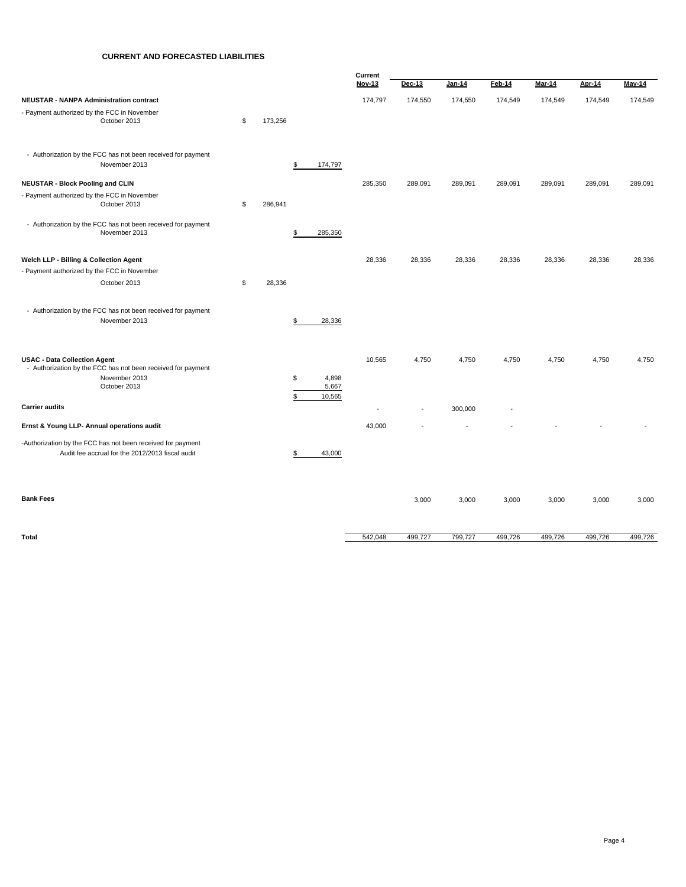## CURRENT AND FORECASTED LIABILITIES

| | | | Current Nov-13 | Dec-13 | Jan-14 | Feb-14 | Mar-14 | Apr-14 | May-14 |
|---|---|---|---|---|---|---|---|---|---|
| **NEUSTAR - NANPA Administration contract** | | | 174,797 | 174,550 | 174,550 | 174,549 | 174,549 | 174,549 | 174,549 |
| - Payment authorized by the FCC in November October 2013 | $ 173,256 | | | | | | | | |
| - Authorization by the FCC has not been received for payment November 2013 | | $ 174,797 | | | | | | | |
| **NEUSTAR - Block Pooling and CLIN** | | | 285,350 | 289,091 | 289,091 | 289,091 | 289,091 | 289,091 | 289,091 |
| - Payment authorized by the FCC in November October 2013 | $ 286,941 | | | | | | | | |
| - Authorization by the FCC has not been received for payment November 2013 | | $ 285,350 | | | | | | | |
| **Welch LLP - Billing & Collection Agent** | | | 28,336 | 28,336 | 28,336 | 28,336 | 28,336 | 28,336 | 28,336 |
| - Payment authorized by the FCC in November October 2013 | $ 28,336 | | | | | | | | |
| - Authorization by the FCC has not been received for payment November 2013 | | $ 28,336 | | | | | | | |
| **USAC - Data Collection Agent** | | | 10,565 | 4,750 | 4,750 | 4,750 | 4,750 | 4,750 | 4,750 |
| - Authorization by the FCC has not been received for payment | | | | | | | | | |
| November 2013 | | $ 4,898 | | | | | | | |
| October 2013 | | 5,667 | | | | | | | |
| | | $ 10,565 | | | | | | | |
| **Carrier audits** | | | - | - | 300,000 | - | | | |
| **Ernst & Young LLP- Annual operations audit** | | | 43,000 | - | - | - | - | - | - |
| -Authorization by the FCC has not been received for payment Audit fee accrual for the 2012/2013 fiscal audit | | $ 43,000 | | | | | | | |
| **Bank Fees** | | | | 3,000 | 3,000 | 3,000 | 3,000 | 3,000 | 3,000 |
| **Total** | | | 542,048 | 499,727 | 799,727 | 499,726 | 499,726 | 499,726 | 499,726 |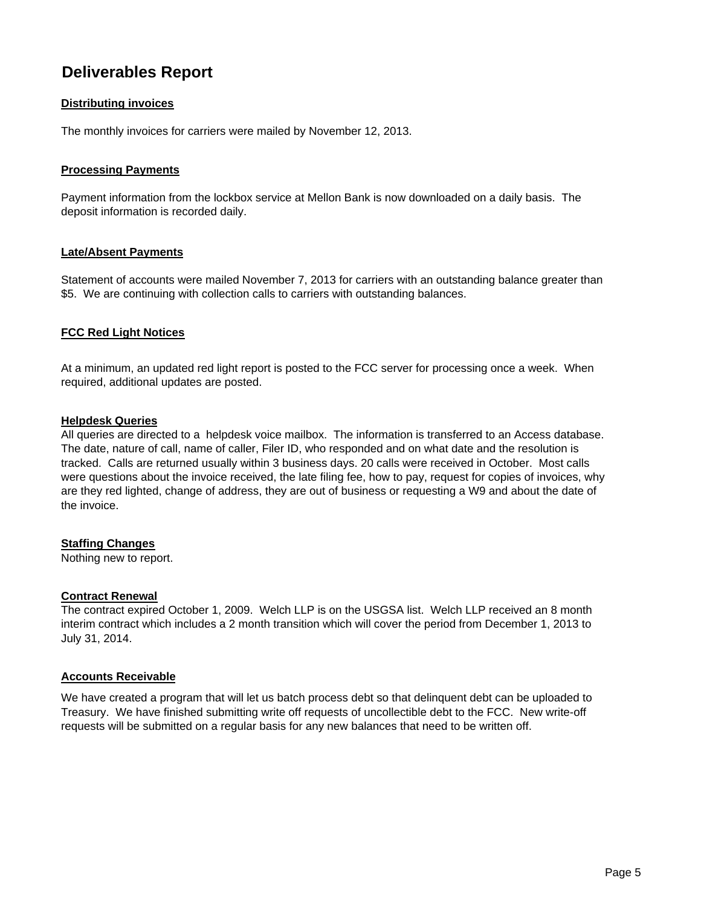# Deliverables Report

**Distributing invoices**

The monthly invoices for carriers were mailed by November 12, 2013.

**Processing Payments**

Payment information from the lockbox service at Mellon Bank is now downloaded on a daily basis. The deposit information is recorded daily.

**Late/Absent Payments**

Statement of accounts were mailed November 7, 2013 for carriers with an outstanding balance greater than $5. We are continuing with collection calls to carriers with outstanding balances.

**FCC Red Light Notices**

At a minimum, an updated red light report is posted to the FCC server for processing once a week. When required, additional updates are posted.

**Helpdesk Queries**

All queries are directed to a helpdesk voice mailbox. The information is transferred to an Access database. The date, nature of call, name of caller, Filer ID, who responded and on what date and the resolution is tracked. Calls are returned usually within 3 business days. 20 calls were received in October. Most calls were questions about the invoice received, the late filing fee, how to pay, request for copies of invoices, why are they red lighted, change of address, they are out of business or requesting a W9 and about the date of the invoice.

**Staffing Changes**

Nothing new to report.

**Contract Renewal**

The contract expired October 1, 2009. Welch LLP is on the USGSA list. Welch LLP received an 8 month interim contract which includes a 2 month transition which will cover the period from December 1, 2013 to July 31, 2014.

**Accounts Receivable**

We have created a program that will let us batch process debt so that delinquent debt can be uploaded to Treasury. We have finished submitting write off requests of uncollectible debt to the FCC. New write-off requests will be submitted on a regular basis for any new balances that need to be written off.